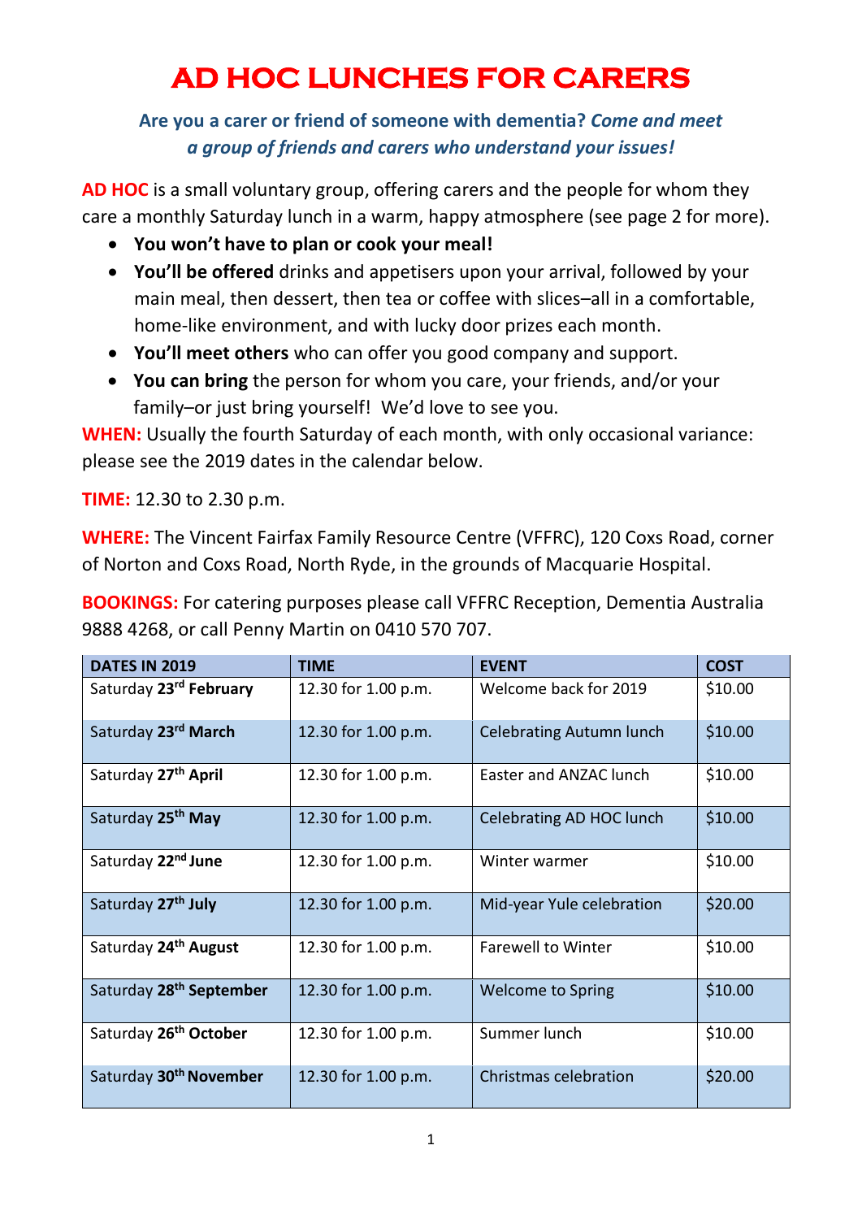# AD HOC LUNCHES FOR CARERS

**Are you a carer or friend of someone with dementia? *Come and meet a group of friends and carers who understand your issues!***

**AD HOC** is a small voluntary group, offering carers and the people for whom they care a monthly Saturday lunch in a warm, happy atmosphere (see page 2 for more).

- **You won't have to plan or cook your meal!**
- **You'll be offered** drinks and appetisers upon your arrival, followed by your main meal, then dessert, then tea or coffee with slices–all in a comfortable, home-like environment, and with lucky door prizes each month.
- **You'll meet others** who can offer you good company and support.
- **You can bring** the person for whom you care, your friends, and/or your family–or just bring yourself! We'd love to see you.

**WHEN:** Usually the fourth Saturday of each month, with only occasional variance: please see the 2019 dates in the calendar below.

**TIME:** 12.30 to 2.30 p.m.

**WHERE:** The Vincent Fairfax Family Resource Centre (VFFRC), 120 Coxs Road, corner of Norton and Coxs Road, North Ryde, in the grounds of Macquarie Hospital.

**BOOKINGS:** For catering purposes please call VFFRC Reception, Dementia Australia 9888 4268, or call Penny Martin on 0410 570 707.

| DATES IN 2019 | TIME | EVENT | COST |
|---|---|---|---|
| Saturday **23rd February** | 12.30 for 1.00 p.m. | Welcome back for 2019 | $10.00 |
| Saturday **23rd March** | 12.30 for 1.00 p.m. | Celebrating Autumn lunch | $10.00 |
| Saturday **27th April** | 12.30 for 1.00 p.m. | Easter and ANZAC lunch | $10.00 |
| Saturday **25th May** | 12.30 for 1.00 p.m. | Celebrating AD HOC lunch | $10.00 |
| Saturday **22nd June** | 12.30 for 1.00 p.m. | Winter warmer | $10.00 |
| Saturday **27th July** | 12.30 for 1.00 p.m. | Mid-year Yule celebration | $20.00 |
| Saturday **24th August** | 12.30 for 1.00 p.m. | Farewell to Winter | $10.00 |
| Saturday **28th September** | 12.30 for 1.00 p.m. | Welcome to Spring | $10.00 |
| Saturday **26th October** | 12.30 for 1.00 p.m. | Summer lunch | $10.00 |
| Saturday **30th November** | 12.30 for 1.00 p.m. | Christmas celebration | $20.00 |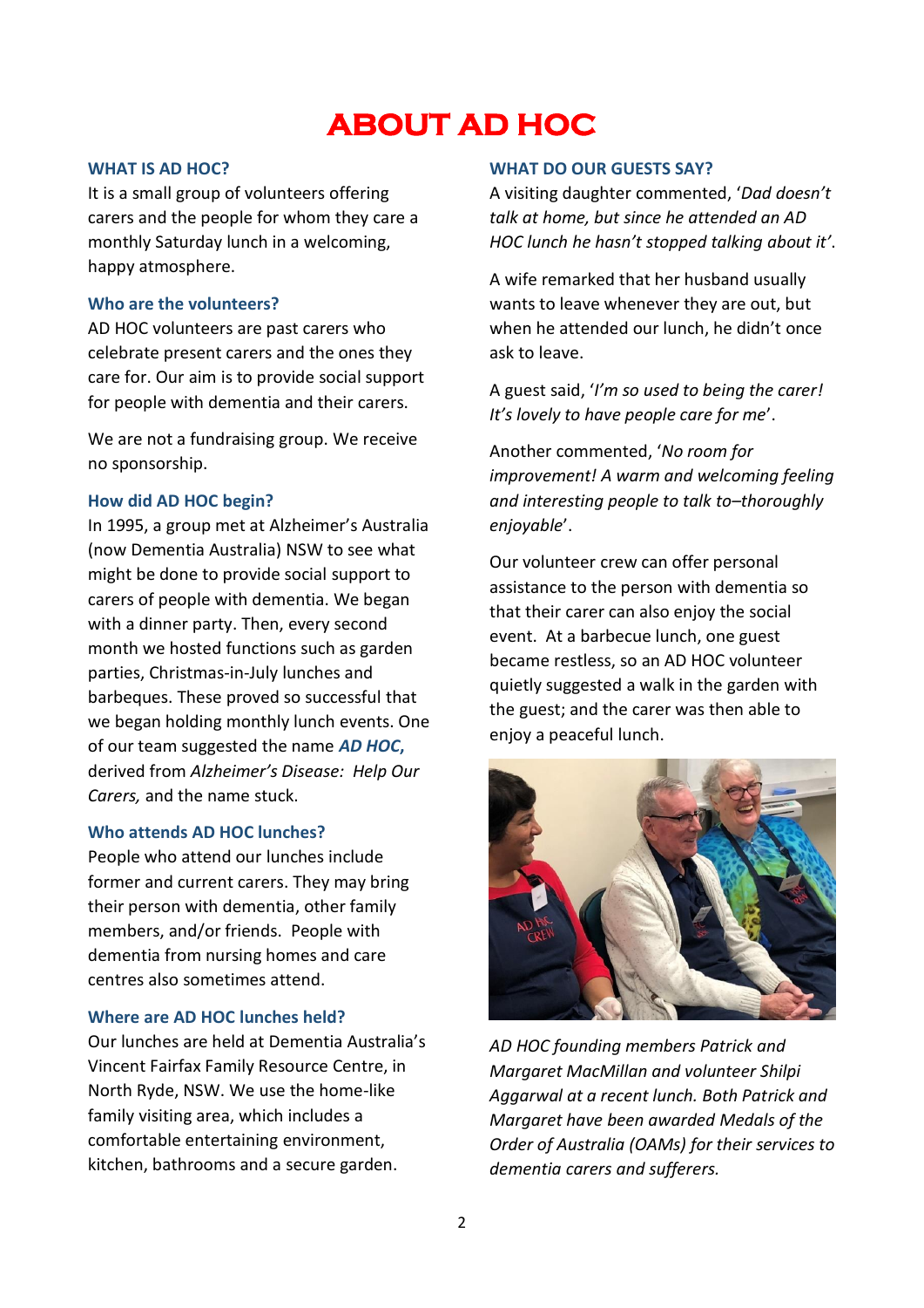# ABOUT AD HOC

## WHAT IS AD HOC?

It is a small group of volunteers offering carers and the people for whom they care a monthly Saturday lunch in a welcoming, happy atmosphere.

### Who are the volunteers?

AD HOC volunteers are past carers who celebrate present carers and the ones they care for. Our aim is to provide social support for people with dementia and their carers.

We are not a fundraising group. We receive no sponsorship.

### How did AD HOC begin?

In 1995, a group met at Alzheimer's Australia (now Dementia Australia) NSW to see what might be done to provide social support to carers of people with dementia. We began with a dinner party. Then, every second month we hosted functions such as garden parties, Christmas-in-July lunches and barbeques. These proved so successful that we began holding monthly lunch events. One of our team suggested the name ***AD HOC,*** derived from *Alzheimer's Disease: Help Our Carers,* and the name stuck.

### Who attends AD HOC lunches?

People who attend our lunches include former and current carers. They may bring their person with dementia, other family members, and/or friends. People with dementia from nursing homes and care centres also sometimes attend.

### Where are AD HOC lunches held?

Our lunches are held at Dementia Australia's Vincent Fairfax Family Resource Centre, in North Ryde, NSW. We use the home-like family visiting area, which includes a comfortable entertaining environment, kitchen, bathrooms and a secure garden.

## WHAT DO OUR GUESTS SAY?

A visiting daughter commented, '*Dad doesn't talk at home, but since he attended an AD HOC lunch he hasn't stopped talking about it'*.

A wife remarked that her husband usually wants to leave whenever they are out, but when he attended our lunch, he didn't once ask to leave.

A guest said, '*I'm so used to being the carer! It's lovely to have people care for me*'.

Another commented, '*No room for improvement! A warm and welcoming feeling and interesting people to talk to–thoroughly enjoyable*'.

Our volunteer crew can offer personal assistance to the person with dementia so that their carer can also enjoy the social event. At a barbecue lunch, one guest became restless, so an AD HOC volunteer quietly suggested a walk in the garden with the guest; and the carer was then able to enjoy a peaceful lunch.

*AD HOC founding members Patrick and Margaret MacMillan and volunteer Shilpi Aggarwal at a recent lunch. Both Patrick and Margaret have been awarded Medals of the Order of Australia (OAMs) for their services to dementia carers and sufferers.*